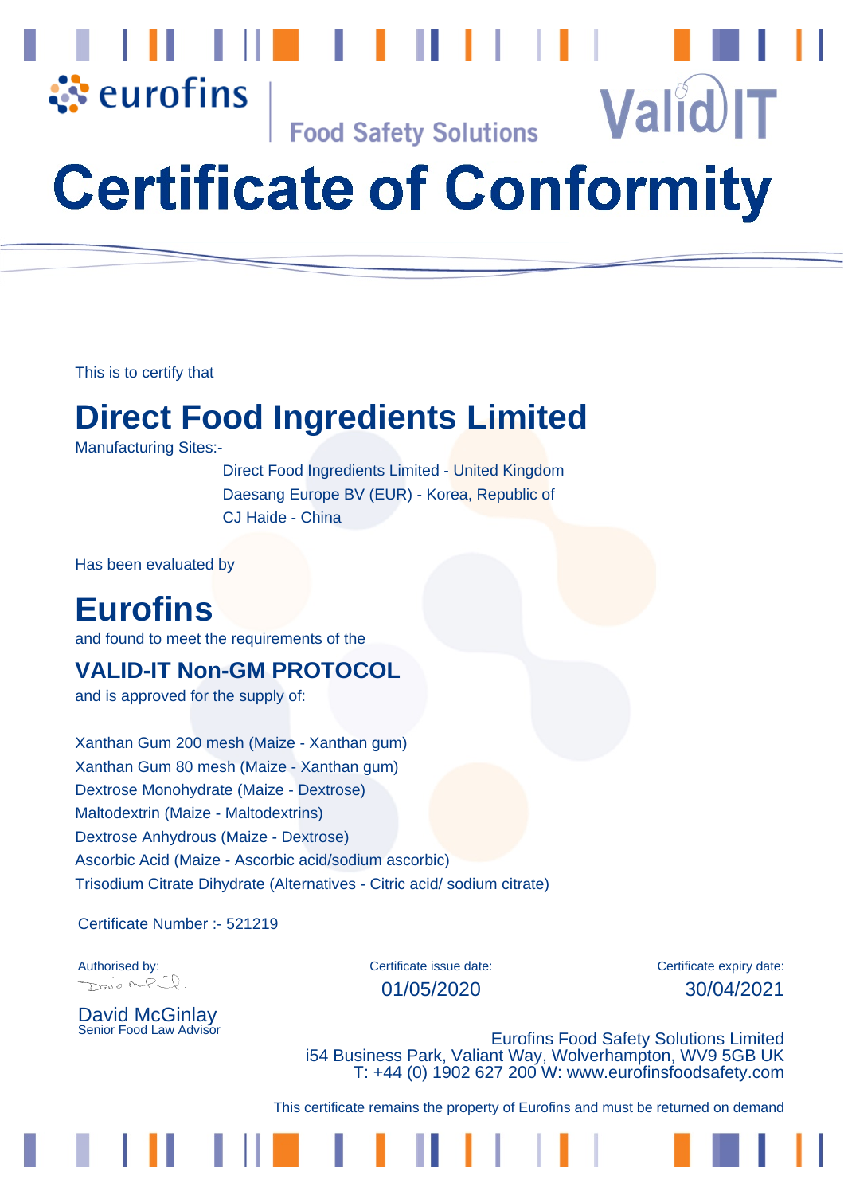eurofins | Food Safety Solutions

ValidIT

# Certificate of Conformity

This is to certify that

## Direct Food Ingredients Limited

Manufacturing Sites:-

Direct Food Ingredients Limited - United Kingdom
Daesang Europe BV (EUR) - Korea, Republic of
CJ Haide - China

Has been evaluated by

## Eurofins

and found to meet the requirements of the

### VALID-IT Non-GM PROTOCOL

and is approved for the supply of:

Xanthan Gum 200 mesh (Maize - Xanthan gum)
Xanthan Gum 80 mesh (Maize - Xanthan gum)
Dextrose Monohydrate (Maize - Dextrose)
Maltodextrin (Maize - Maltodextrins)
Dextrose Anhydrous (Maize - Dextrose)
Ascorbic Acid (Maize - Ascorbic acid/sodium ascorbic)
Trisodium Citrate Dihydrate (Alternatives - Citric acid/ sodium citrate)

Certificate Number :- 521219

| Authorised by: | Certificate issue date: | Certificate expiry date: |
| --- | --- | --- |
| David McGinlay<br>Senior Food Law Advisor | 01/05/2020 | 30/04/2021 |

Eurofins Food Safety Solutions Limited
i54 Business Park, Valiant Way, Wolverhampton, WV9 5GB UK
T: +44 (0) 1902 627 200 W: www.eurofinsfoodsafety.com

This certificate remains the property of Eurofins and must be returned on demand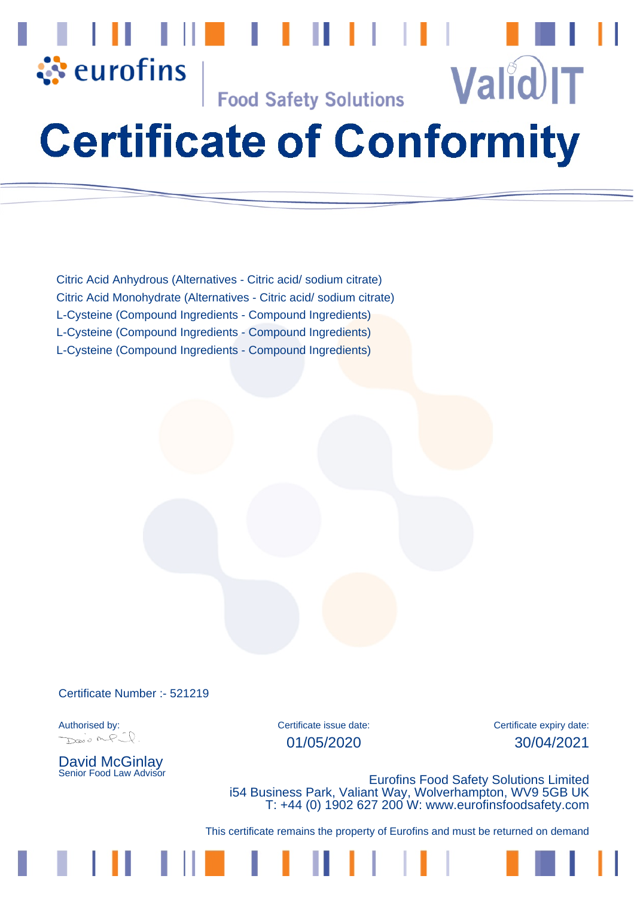eurofins

Food Safety Solutions

ValidIT

# Certificate of Conformity

Citric Acid Anhydrous (Alternatives - Citric acid/ sodium citrate)
Citric Acid Monohydrate (Alternatives - Citric acid/ sodium citrate)
L-Cysteine (Compound Ingredients - Compound Ingredients)
L-Cysteine (Compound Ingredients - Compound Ingredients)
L-Cysteine (Compound Ingredients - Compound Ingredients)

Certificate Number :- 521219

Authorised by:

David McGinlay
Senior Food Law Advisor

Certificate issue date:
01/05/2020

Certificate expiry date:
30/04/2021

Eurofins Food Safety Solutions Limited
i54 Business Park, Valiant Way, Wolverhampton, WV9 5GB UK
T: +44 (0) 1902 627 200 W: www.eurofinsfoodsafety.com

This certificate remains the property of Eurofins and must be returned on demand